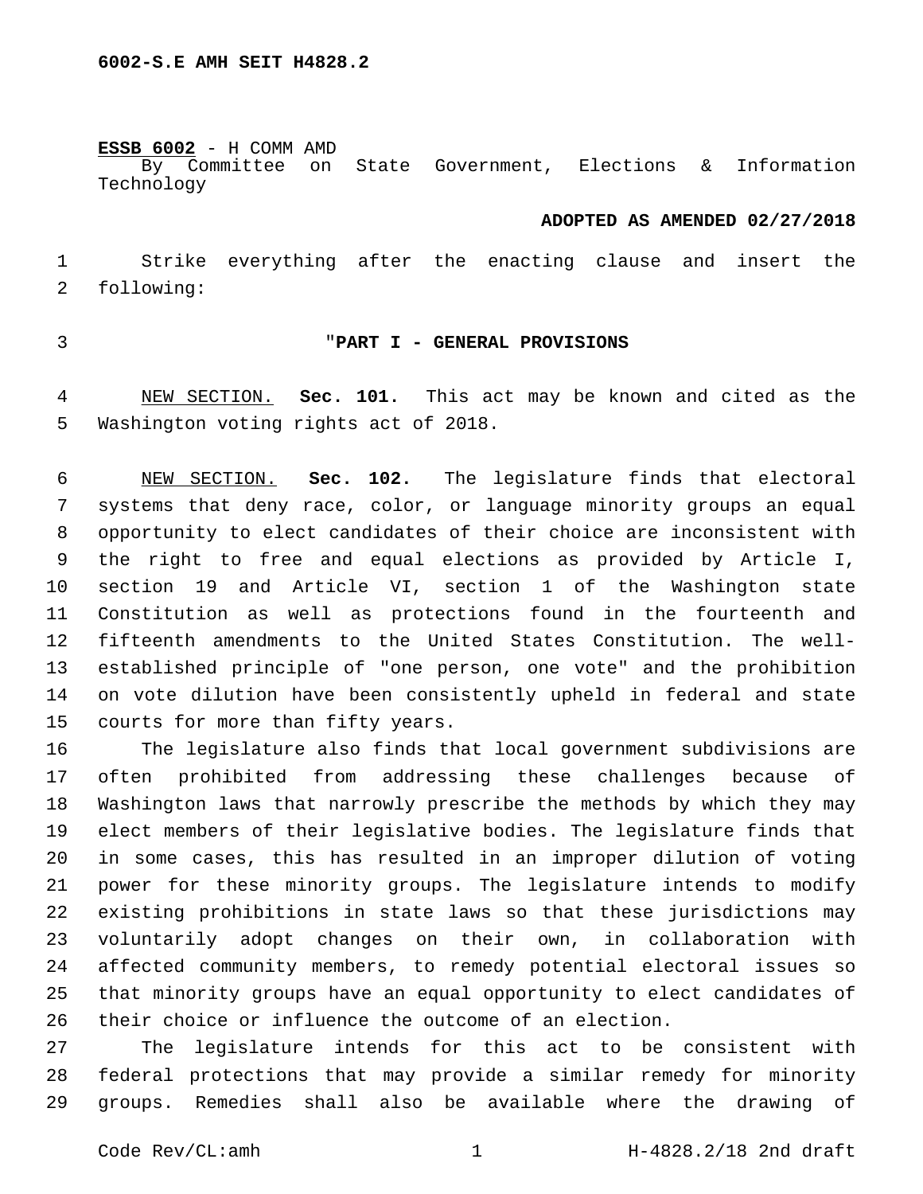6002-S.E AMH SEIT H4828.2

**ESSB 6002** - H COMM AMD
By Committee on State Government, Elections & Information Technology

**ADOPTED AS AMENDED 02/27/2018**

Strike everything after the enacting clause and insert the following:

"**PART I - GENERAL PROVISIONS**

NEW SECTION. **Sec. 101.** This act may be known and cited as the Washington voting rights act of 2018.

NEW SECTION. **Sec. 102.** The legislature finds that electoral systems that deny race, color, or language minority groups an equal opportunity to elect candidates of their choice are inconsistent with the right to free and equal elections as provided by Article I, section 19 and Article VI, section 1 of the Washington state Constitution as well as protections found in the fourteenth and fifteenth amendments to the United States Constitution. The well-established principle of "one person, one vote" and the prohibition on vote dilution have been consistently upheld in federal and state courts for more than fifty years.

The legislature also finds that local government subdivisions are often prohibited from addressing these challenges because of Washington laws that narrowly prescribe the methods by which they may elect members of their legislative bodies. The legislature finds that in some cases, this has resulted in an improper dilution of voting power for these minority groups. The legislature intends to modify existing prohibitions in state laws so that these jurisdictions may voluntarily adopt changes on their own, in collaboration with affected community members, to remedy potential electoral issues so that minority groups have an equal opportunity to elect candidates of their choice or influence the outcome of an election.

The legislature intends for this act to be consistent with federal protections that may provide a similar remedy for minority groups. Remedies shall also be available where the drawing of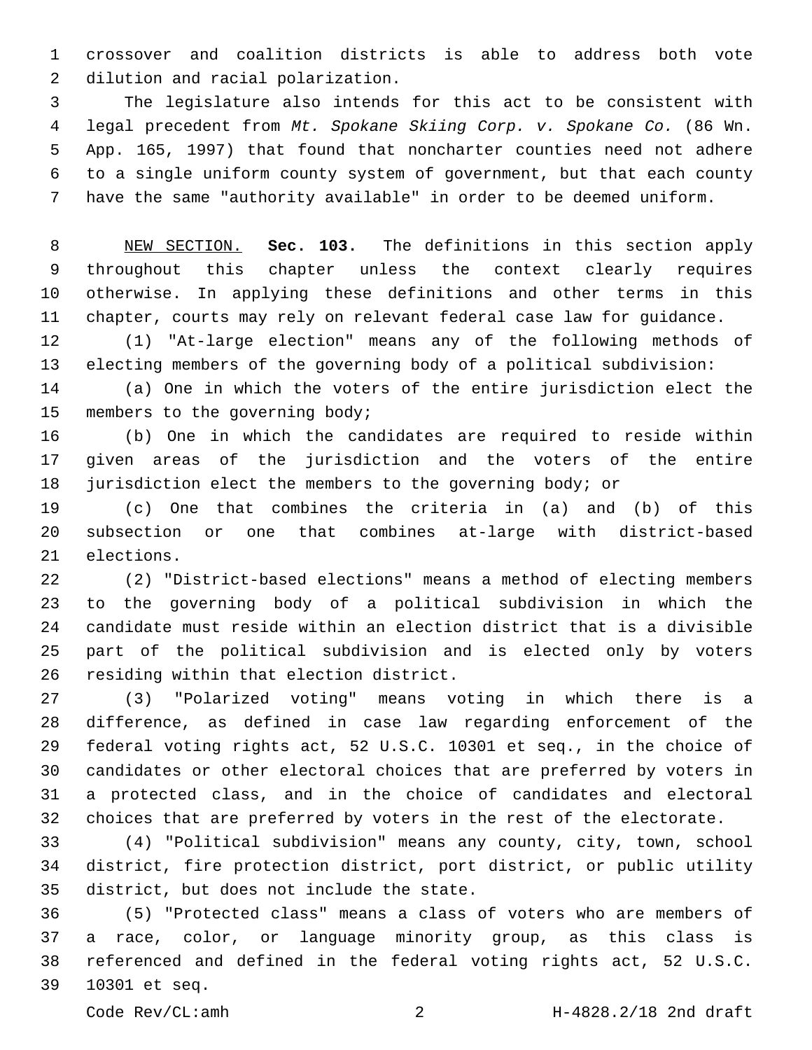crossover and coalition districts is able to address both vote dilution and racial polarization.

The legislature also intends for this act to be consistent with legal precedent from *Mt. Spokane Skiing Corp. v. Spokane Co.* (86 Wn. App. 165, 1997) that found that noncharter counties need not adhere to a single uniform county system of government, but that each county have the same "authority available" in order to be deemed uniform.

NEW SECTION. **Sec. 103.** The definitions in this section apply throughout this chapter unless the context clearly requires otherwise. In applying these definitions and other terms in this chapter, courts may rely on relevant federal case law for guidance.

(1) "At-large election" means any of the following methods of electing members of the governing body of a political subdivision:

(a) One in which the voters of the entire jurisdiction elect the members to the governing body;

(b) One in which the candidates are required to reside within given areas of the jurisdiction and the voters of the entire jurisdiction elect the members to the governing body; or

(c) One that combines the criteria in (a) and (b) of this subsection or one that combines at-large with district-based elections.

(2) "District-based elections" means a method of electing members to the governing body of a political subdivision in which the candidate must reside within an election district that is a divisible part of the political subdivision and is elected only by voters residing within that election district.

(3) "Polarized voting" means voting in which there is a difference, as defined in case law regarding enforcement of the federal voting rights act, 52 U.S.C. 10301 et seq., in the choice of candidates or other electoral choices that are preferred by voters in a protected class, and in the choice of candidates and electoral choices that are preferred by voters in the rest of the electorate.

(4) "Political subdivision" means any county, city, town, school district, fire protection district, port district, or public utility district, but does not include the state.

(5) "Protected class" means a class of voters who are members of a race, color, or language minority group, as this class is referenced and defined in the federal voting rights act, 52 U.S.C. 10301 et seq.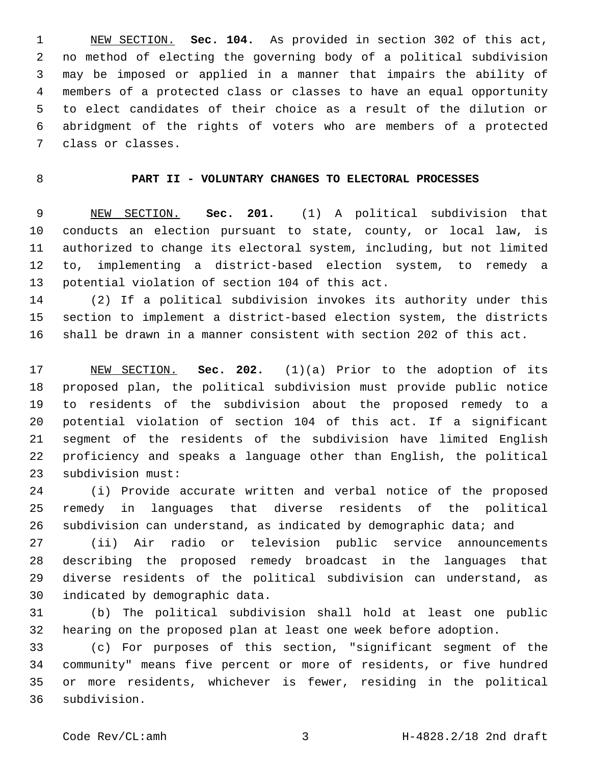NEW SECTION. **Sec. 104.** As provided in section 302 of this act, no method of electing the governing body of a political subdivision may be imposed or applied in a manner that impairs the ability of members of a protected class or classes to have an equal opportunity to elect candidates of their choice as a result of the dilution or abridgment of the rights of voters who are members of a protected class or classes.

## PART II - VOLUNTARY CHANGES TO ELECTORAL PROCESSES

NEW SECTION. **Sec. 201.** (1) A political subdivision that conducts an election pursuant to state, county, or local law, is authorized to change its electoral system, including, but not limited to, implementing a district-based election system, to remedy a potential violation of section 104 of this act.

(2) If a political subdivision invokes its authority under this section to implement a district-based election system, the districts shall be drawn in a manner consistent with section 202 of this act.

NEW SECTION. **Sec. 202.** (1)(a) Prior to the adoption of its proposed plan, the political subdivision must provide public notice to residents of the subdivision about the proposed remedy to a potential violation of section 104 of this act. If a significant segment of the residents of the subdivision have limited English proficiency and speaks a language other than English, the political subdivision must:

(i) Provide accurate written and verbal notice of the proposed remedy in languages that diverse residents of the political subdivision can understand, as indicated by demographic data; and

(ii) Air radio or television public service announcements describing the proposed remedy broadcast in the languages that diverse residents of the political subdivision can understand, as indicated by demographic data.

(b) The political subdivision shall hold at least one public hearing on the proposed plan at least one week before adoption.

(c) For purposes of this section, "significant segment of the community" means five percent or more of residents, or five hundred or more residents, whichever is fewer, residing in the political subdivision.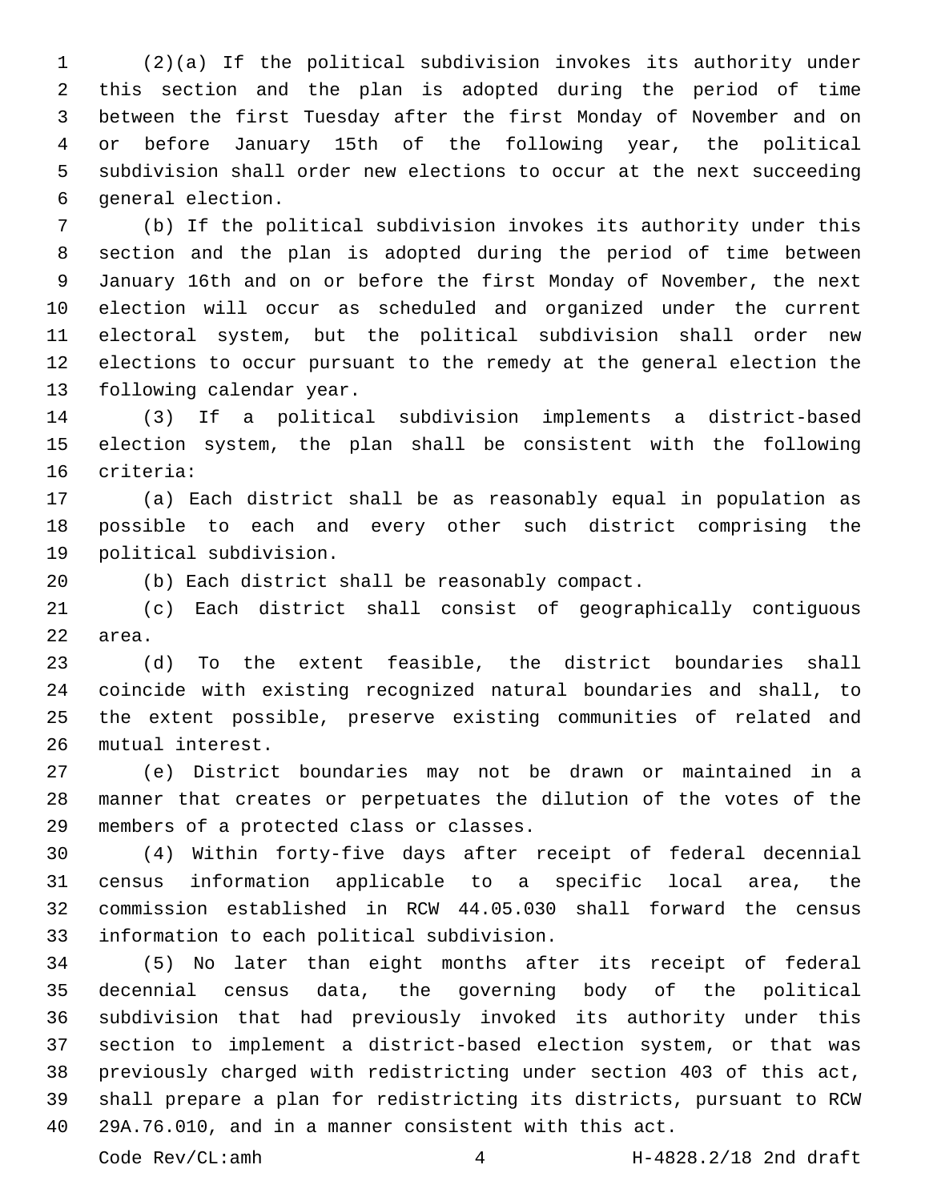(2)(a) If the political subdivision invokes its authority under this section and the plan is adopted during the period of time between the first Tuesday after the first Monday of November and on or before January 15th of the following year, the political subdivision shall order new elections to occur at the next succeeding general election.

(b) If the political subdivision invokes its authority under this section and the plan is adopted during the period of time between January 16th and on or before the first Monday of November, the next election will occur as scheduled and organized under the current electoral system, but the political subdivision shall order new elections to occur pursuant to the remedy at the general election the following calendar year.

(3) If a political subdivision implements a district-based election system, the plan shall be consistent with the following criteria:

(a) Each district shall be as reasonably equal in population as possible to each and every other such district comprising the political subdivision.

(b) Each district shall be reasonably compact.

(c) Each district shall consist of geographically contiguous area.

(d) To the extent feasible, the district boundaries shall coincide with existing recognized natural boundaries and shall, to the extent possible, preserve existing communities of related and mutual interest.

(e) District boundaries may not be drawn or maintained in a manner that creates or perpetuates the dilution of the votes of the members of a protected class or classes.

(4) Within forty-five days after receipt of federal decennial census information applicable to a specific local area, the commission established in RCW 44.05.030 shall forward the census information to each political subdivision.

(5) No later than eight months after its receipt of federal decennial census data, the governing body of the political subdivision that had previously invoked its authority under this section to implement a district-based election system, or that was previously charged with redistricting under section 403 of this act, shall prepare a plan for redistricting its districts, pursuant to RCW 29A.76.010, and in a manner consistent with this act.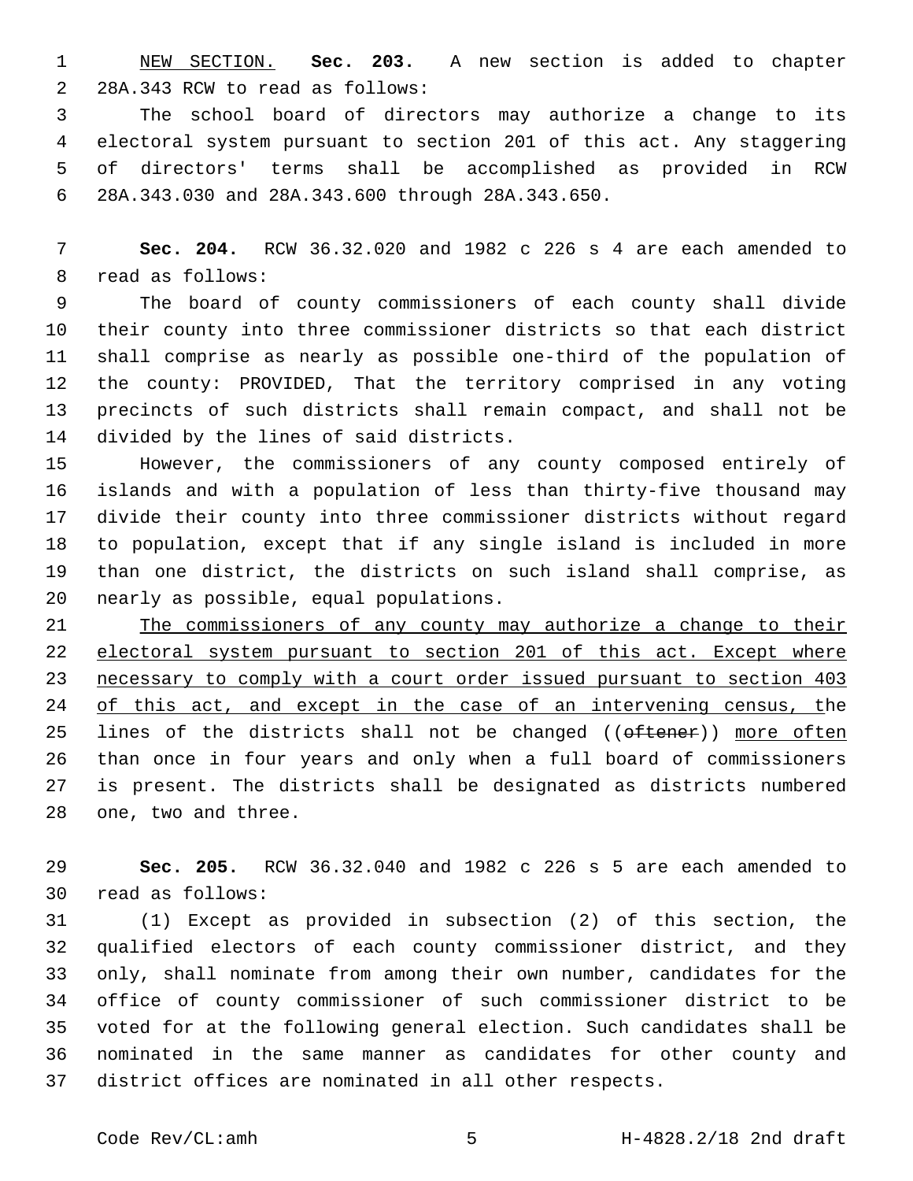NEW SECTION. **Sec. 203.** A new section is added to chapter 28A.343 RCW to read as follows:

The school board of directors may authorize a change to its electoral system pursuant to section 201 of this act. Any staggering of directors' terms shall be accomplished as provided in RCW 28A.343.030 and 28A.343.600 through 28A.343.650.

**Sec. 204.** RCW 36.32.020 and 1982 c 226 s 4 are each amended to read as follows:

The board of county commissioners of each county shall divide their county into three commissioner districts so that each district shall comprise as nearly as possible one-third of the population of the county: PROVIDED, That the territory comprised in any voting precincts of such districts shall remain compact, and shall not be divided by the lines of said districts.

However, the commissioners of any county composed entirely of islands and with a population of less than thirty-five thousand may divide their county into three commissioner districts without regard to population, except that if any single island is included in more than one district, the districts on such island shall comprise, as nearly as possible, equal populations.

The commissioners of any county may authorize a change to their electoral system pursuant to section 201 of this act. Except where necessary to comply with a court order issued pursuant to section 403 of this act, and except in the case of an intervening census, the lines of the districts shall not be changed ((~~oftener~~)) more often than once in four years and only when a full board of commissioners is present. The districts shall be designated as districts numbered one, two and three.

**Sec. 205.** RCW 36.32.040 and 1982 c 226 s 5 are each amended to read as follows:

(1) Except as provided in subsection (2) of this section, the qualified electors of each county commissioner district, and they only, shall nominate from among their own number, candidates for the office of county commissioner of such commissioner district to be voted for at the following general election. Such candidates shall be nominated in the same manner as candidates for other county and district offices are nominated in all other respects.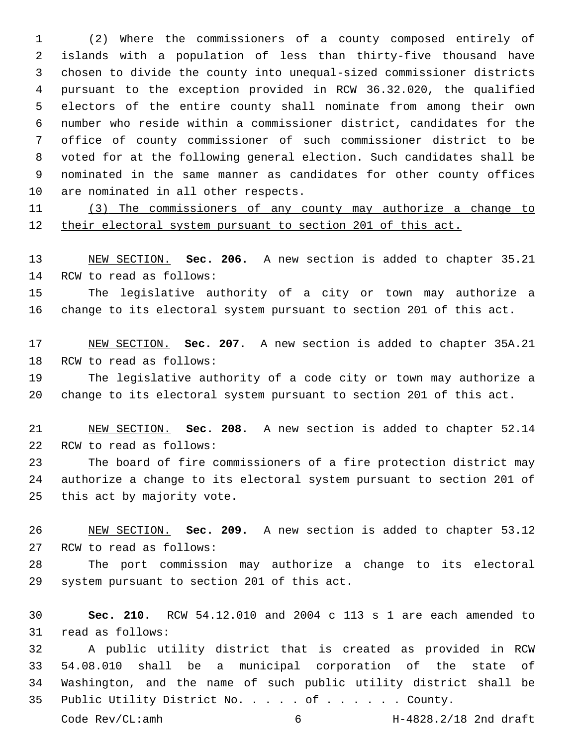(2) Where the commissioners of a county composed entirely of islands with a population of less than thirty-five thousand have chosen to divide the county into unequal-sized commissioner districts pursuant to the exception provided in RCW 36.32.020, the qualified electors of the entire county shall nominate from among their own number who reside within a commissioner district, candidates for the office of county commissioner of such commissioner district to be voted for at the following general election. Such candidates shall be nominated in the same manner as candidates for other county offices are nominated in all other respects.

<u>(3) The commissioners of any county may authorize a change to their electoral system pursuant to section 201 of this act.</u>

<u>NEW SECTION.</u> **Sec. 206.** A new section is added to chapter 35.21 RCW to read as follows:

The legislative authority of a city or town may authorize a change to its electoral system pursuant to section 201 of this act.

<u>NEW SECTION.</u> **Sec. 207.** A new section is added to chapter 35A.21 RCW to read as follows:

The legislative authority of a code city or town may authorize a change to its electoral system pursuant to section 201 of this act.

<u>NEW SECTION.</u> **Sec. 208.** A new section is added to chapter 52.14 RCW to read as follows:

The board of fire commissioners of a fire protection district may authorize a change to its electoral system pursuant to section 201 of this act by majority vote.

<u>NEW SECTION.</u> **Sec. 209.** A new section is added to chapter 53.12 RCW to read as follows:

The port commission may authorize a change to its electoral system pursuant to section 201 of this act.

**Sec. 210.** RCW 54.12.010 and 2004 c 113 s 1 are each amended to read as follows:

A public utility district that is created as provided in RCW 54.08.010 shall be a municipal corporation of the state of Washington, and the name of such public utility district shall be Public Utility District No. . . . . of . . . . . . County.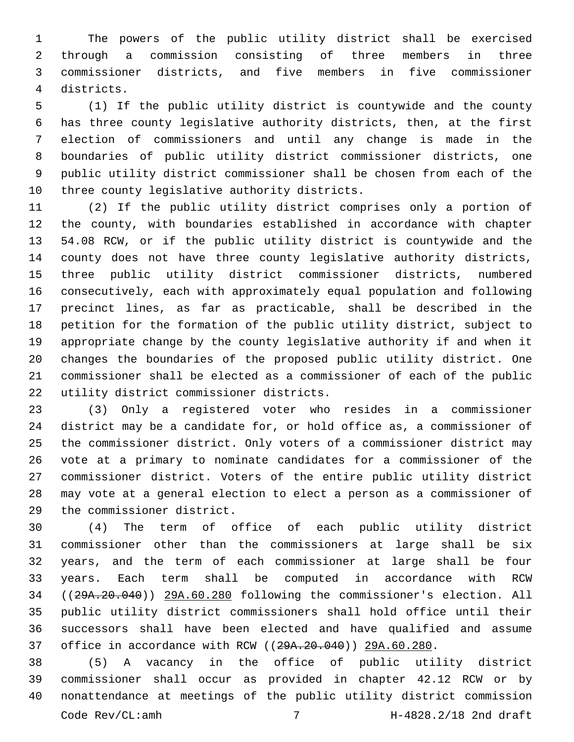The powers of the public utility district shall be exercised through a commission consisting of three members in three commissioner districts, and five members in five commissioner districts.

(1) If the public utility district is countywide and the county has three county legislative authority districts, then, at the first election of commissioners and until any change is made in the boundaries of public utility district commissioner districts, one public utility district commissioner shall be chosen from each of the three county legislative authority districts.

(2) If the public utility district comprises only a portion of the county, with boundaries established in accordance with chapter 54.08 RCW, or if the public utility district is countywide and the county does not have three county legislative authority districts, three public utility district commissioner districts, numbered consecutively, each with approximately equal population and following precinct lines, as far as practicable, shall be described in the petition for the formation of the public utility district, subject to appropriate change by the county legislative authority if and when it changes the boundaries of the proposed public utility district. One commissioner shall be elected as a commissioner of each of the public utility district commissioner districts.

(3) Only a registered voter who resides in a commissioner district may be a candidate for, or hold office as, a commissioner of the commissioner district. Only voters of a commissioner district may vote at a primary to nominate candidates for a commissioner of the commissioner district. Voters of the entire public utility district may vote at a general election to elect a person as a commissioner of the commissioner district.

(4) The term of office of each public utility district commissioner other than the commissioners at large shall be six years, and the term of each commissioner at large shall be four years. Each term shall be computed in accordance with RCW ((~~29A.20.040~~)) <u>29A.60.280</u> following the commissioner's election. All public utility district commissioners shall hold office until their successors shall have been elected and have qualified and assume office in accordance with RCW ((~~29A.20.040~~)) <u>29A.60.280</u>.

(5) A vacancy in the office of public utility district commissioner shall occur as provided in chapter 42.12 RCW or by nonattendance at meetings of the public utility district commission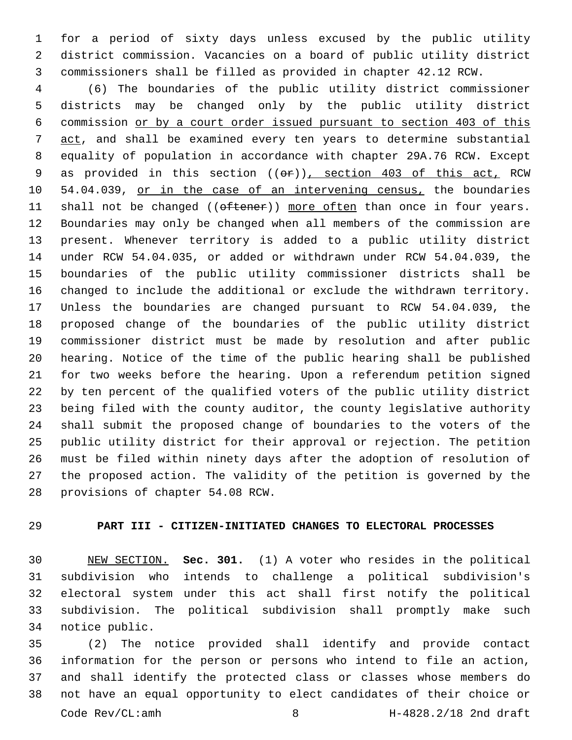for a period of sixty days unless excused by the public utility district commission. Vacancies on a board of public utility district commissioners shall be filled as provided in chapter 42.12 RCW.

(6) The boundaries of the public utility district commissioner districts may be changed only by the public utility district commission <u>or by a court order issued pursuant to section 403 of this act</u>, and shall be examined every ten years to determine substantial equality of population in accordance with chapter 29A.76 RCW. Except as provided in this section ((~~or~~))<u>, section 403 of this act,</u> RCW 54.04.039, <u>or in the case of an intervening census,</u> the boundaries shall not be changed ((~~oftener~~)) <u>more often</u> than once in four years. Boundaries may only be changed when all members of the commission are present. Whenever territory is added to a public utility district under RCW 54.04.035, or added or withdrawn under RCW 54.04.039, the boundaries of the public utility commissioner districts shall be changed to include the additional or exclude the withdrawn territory. Unless the boundaries are changed pursuant to RCW 54.04.039, the proposed change of the boundaries of the public utility district commissioner district must be made by resolution and after public hearing. Notice of the time of the public hearing shall be published for two weeks before the hearing. Upon a referendum petition signed by ten percent of the qualified voters of the public utility district being filed with the county auditor, the county legislative authority shall submit the proposed change of boundaries to the voters of the public utility district for their approval or rejection. The petition must be filed within ninety days after the adoption of resolution of the proposed action. The validity of the petition is governed by the provisions of chapter 54.08 RCW.

## PART III - CITIZEN-INITIATED CHANGES TO ELECTORAL PROCESSES

<u>NEW SECTION.</u> **Sec. 301.** (1) A voter who resides in the political subdivision who intends to challenge a political subdivision's electoral system under this act shall first notify the political subdivision. The political subdivision shall promptly make such notice public.

(2) The notice provided shall identify and provide contact information for the person or persons who intend to file an action, and shall identify the protected class or classes whose members do not have an equal opportunity to elect candidates of their choice or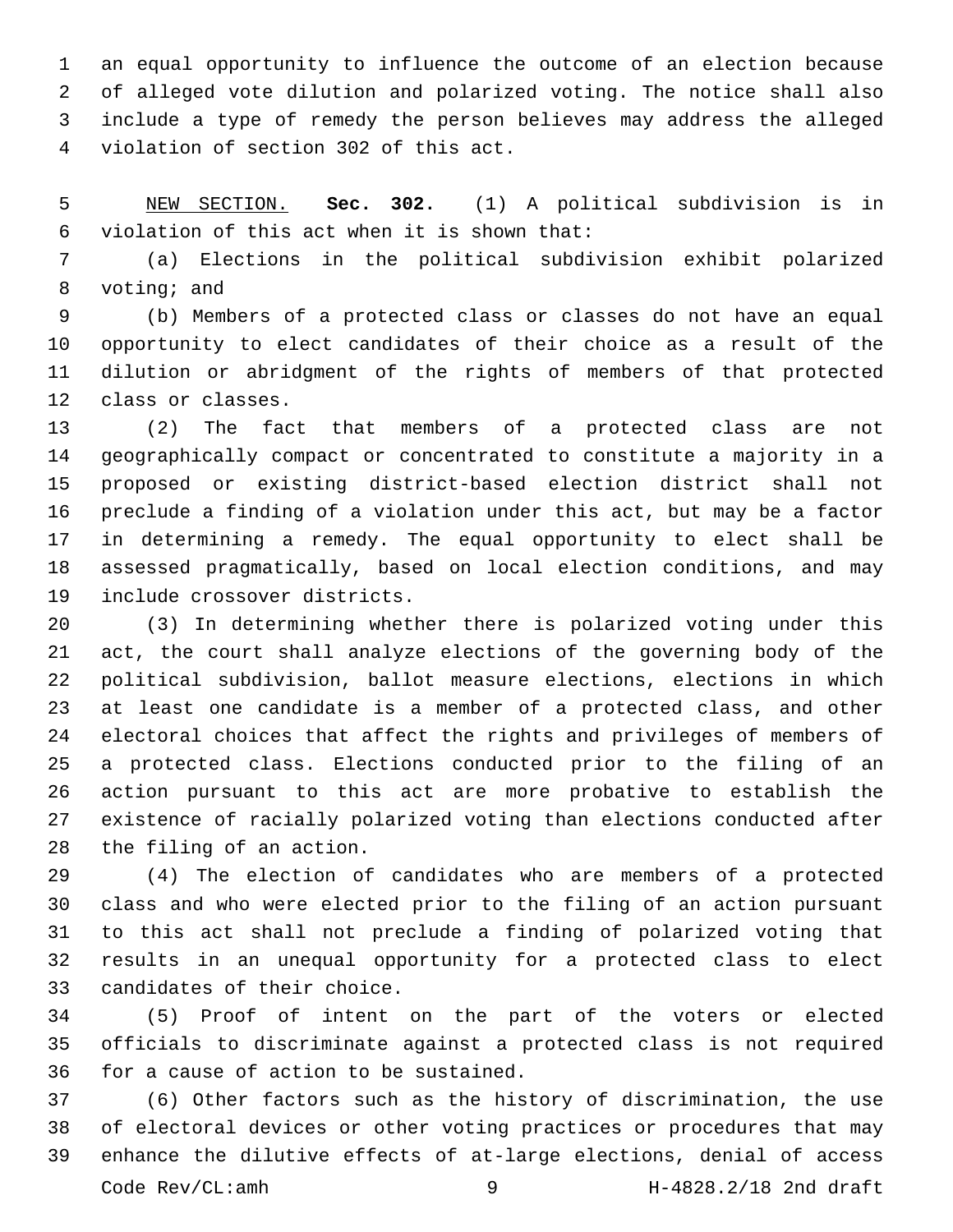an equal opportunity to influence the outcome of an election because of alleged vote dilution and polarized voting. The notice shall also include a type of remedy the person believes may address the alleged violation of section 302 of this act.

NEW SECTION. **Sec. 302.** (1) A political subdivision is in violation of this act when it is shown that:

(a) Elections in the political subdivision exhibit polarized voting; and

(b) Members of a protected class or classes do not have an equal opportunity to elect candidates of their choice as a result of the dilution or abridgment of the rights of members of that protected class or classes.

(2) The fact that members of a protected class are not geographically compact or concentrated to constitute a majority in a proposed or existing district-based election district shall not preclude a finding of a violation under this act, but may be a factor in determining a remedy. The equal opportunity to elect shall be assessed pragmatically, based on local election conditions, and may include crossover districts.

(3) In determining whether there is polarized voting under this act, the court shall analyze elections of the governing body of the political subdivision, ballot measure elections, elections in which at least one candidate is a member of a protected class, and other electoral choices that affect the rights and privileges of members of a protected class. Elections conducted prior to the filing of an action pursuant to this act are more probative to establish the existence of racially polarized voting than elections conducted after the filing of an action.

(4) The election of candidates who are members of a protected class and who were elected prior to the filing of an action pursuant to this act shall not preclude a finding of polarized voting that results in an unequal opportunity for a protected class to elect candidates of their choice.

(5) Proof of intent on the part of the voters or elected officials to discriminate against a protected class is not required for a cause of action to be sustained.

(6) Other factors such as the history of discrimination, the use of electoral devices or other voting practices or procedures that may enhance the dilutive effects of at-large elections, denial of access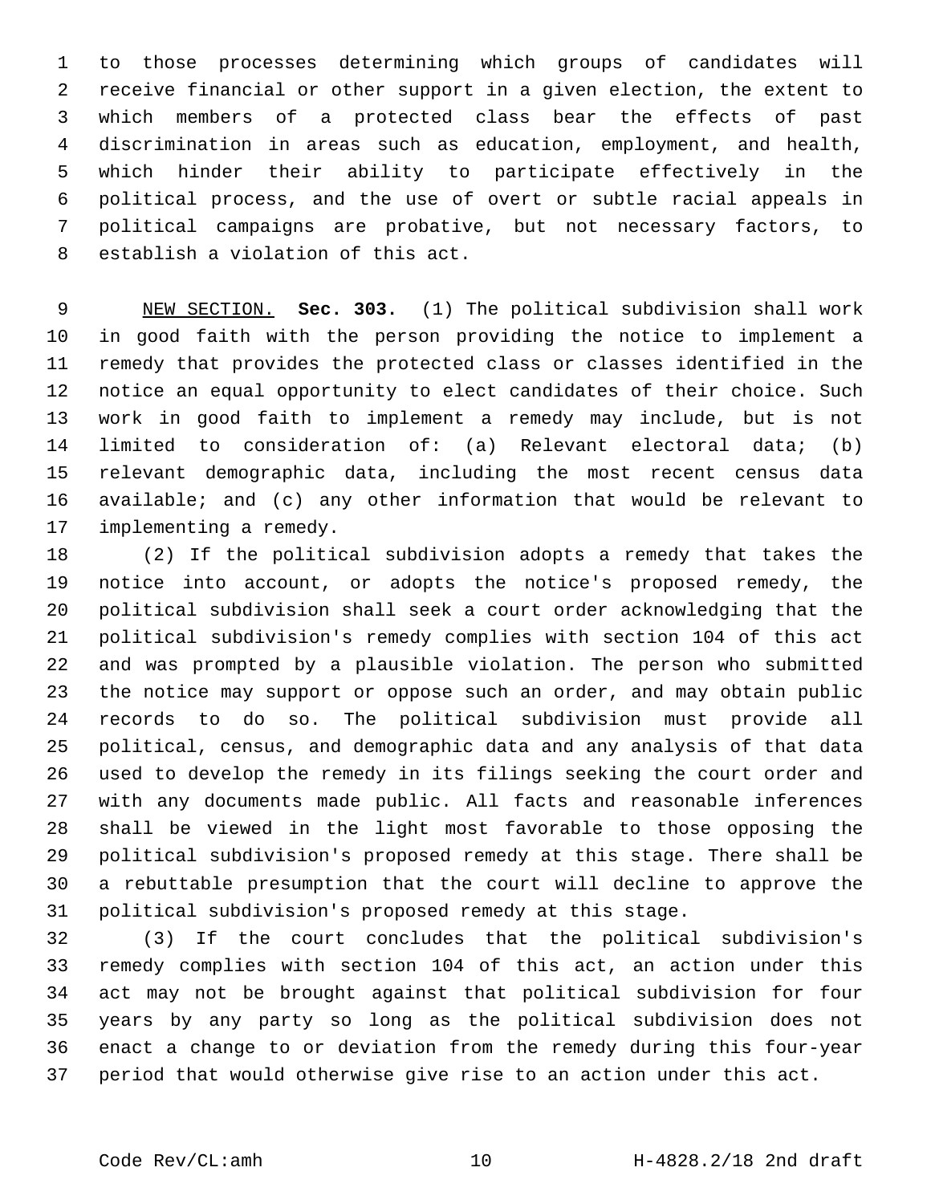to those processes determining which groups of candidates will receive financial or other support in a given election, the extent to which members of a protected class bear the effects of past discrimination in areas such as education, employment, and health, which hinder their ability to participate effectively in the political process, and the use of overt or subtle racial appeals in political campaigns are probative, but not necessary factors, to establish a violation of this act.

NEW SECTION. **Sec. 303.** (1) The political subdivision shall work in good faith with the person providing the notice to implement a remedy that provides the protected class or classes identified in the notice an equal opportunity to elect candidates of their choice. Such work in good faith to implement a remedy may include, but is not limited to consideration of: (a) Relevant electoral data; (b) relevant demographic data, including the most recent census data available; and (c) any other information that would be relevant to implementing a remedy.

(2) If the political subdivision adopts a remedy that takes the notice into account, or adopts the notice's proposed remedy, the political subdivision shall seek a court order acknowledging that the political subdivision's remedy complies with section 104 of this act and was prompted by a plausible violation. The person who submitted the notice may support or oppose such an order, and may obtain public records to do so. The political subdivision must provide all political, census, and demographic data and any analysis of that data used to develop the remedy in its filings seeking the court order and with any documents made public. All facts and reasonable inferences shall be viewed in the light most favorable to those opposing the political subdivision's proposed remedy at this stage. There shall be a rebuttable presumption that the court will decline to approve the political subdivision's proposed remedy at this stage.

(3) If the court concludes that the political subdivision's remedy complies with section 104 of this act, an action under this act may not be brought against that political subdivision for four years by any party so long as the political subdivision does not enact a change to or deviation from the remedy during this four-year period that would otherwise give rise to an action under this act.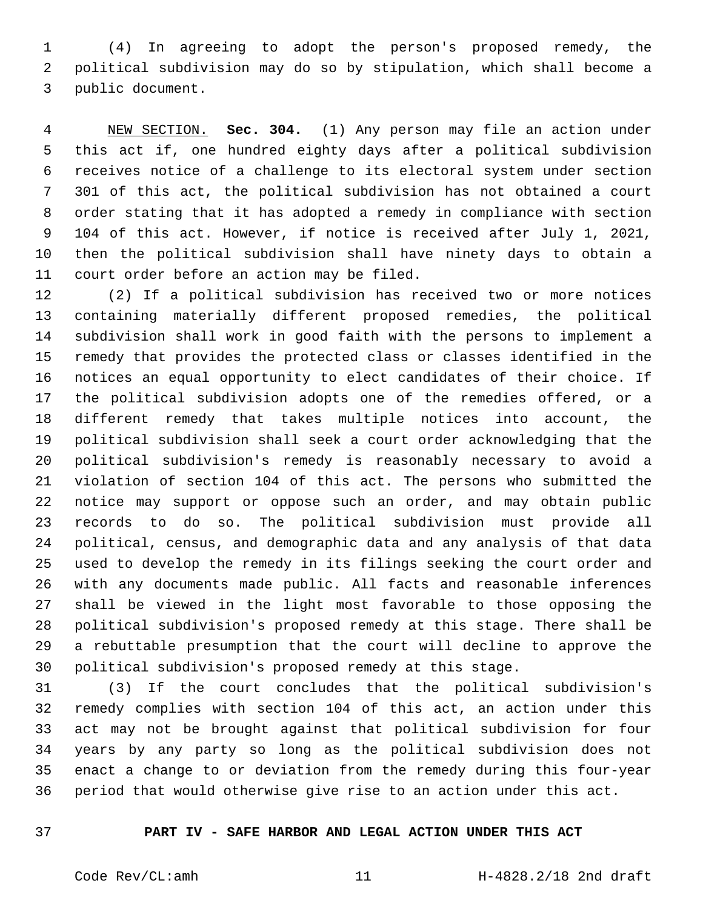(4) In agreeing to adopt the person's proposed remedy, the political subdivision may do so by stipulation, which shall become a public document.

NEW SECTION. **Sec. 304.** (1) Any person may file an action under this act if, one hundred eighty days after a political subdivision receives notice of a challenge to its electoral system under section 301 of this act, the political subdivision has not obtained a court order stating that it has adopted a remedy in compliance with section 104 of this act. However, if notice is received after July 1, 2021, then the political subdivision shall have ninety days to obtain a court order before an action may be filed.

(2) If a political subdivision has received two or more notices containing materially different proposed remedies, the political subdivision shall work in good faith with the persons to implement a remedy that provides the protected class or classes identified in the notices an equal opportunity to elect candidates of their choice. If the political subdivision adopts one of the remedies offered, or a different remedy that takes multiple notices into account, the political subdivision shall seek a court order acknowledging that the political subdivision's remedy is reasonably necessary to avoid a violation of section 104 of this act. The persons who submitted the notice may support or oppose such an order, and may obtain public records to do so. The political subdivision must provide all political, census, and demographic data and any analysis of that data used to develop the remedy in its filings seeking the court order and with any documents made public. All facts and reasonable inferences shall be viewed in the light most favorable to those opposing the political subdivision's proposed remedy at this stage. There shall be a rebuttable presumption that the court will decline to approve the political subdivision's proposed remedy at this stage.

(3) If the court concludes that the political subdivision's remedy complies with section 104 of this act, an action under this act may not be brought against that political subdivision for four years by any party so long as the political subdivision does not enact a change to or deviation from the remedy during this four-year period that would otherwise give rise to an action under this act.

## PART IV - SAFE HARBOR AND LEGAL ACTION UNDER THIS ACT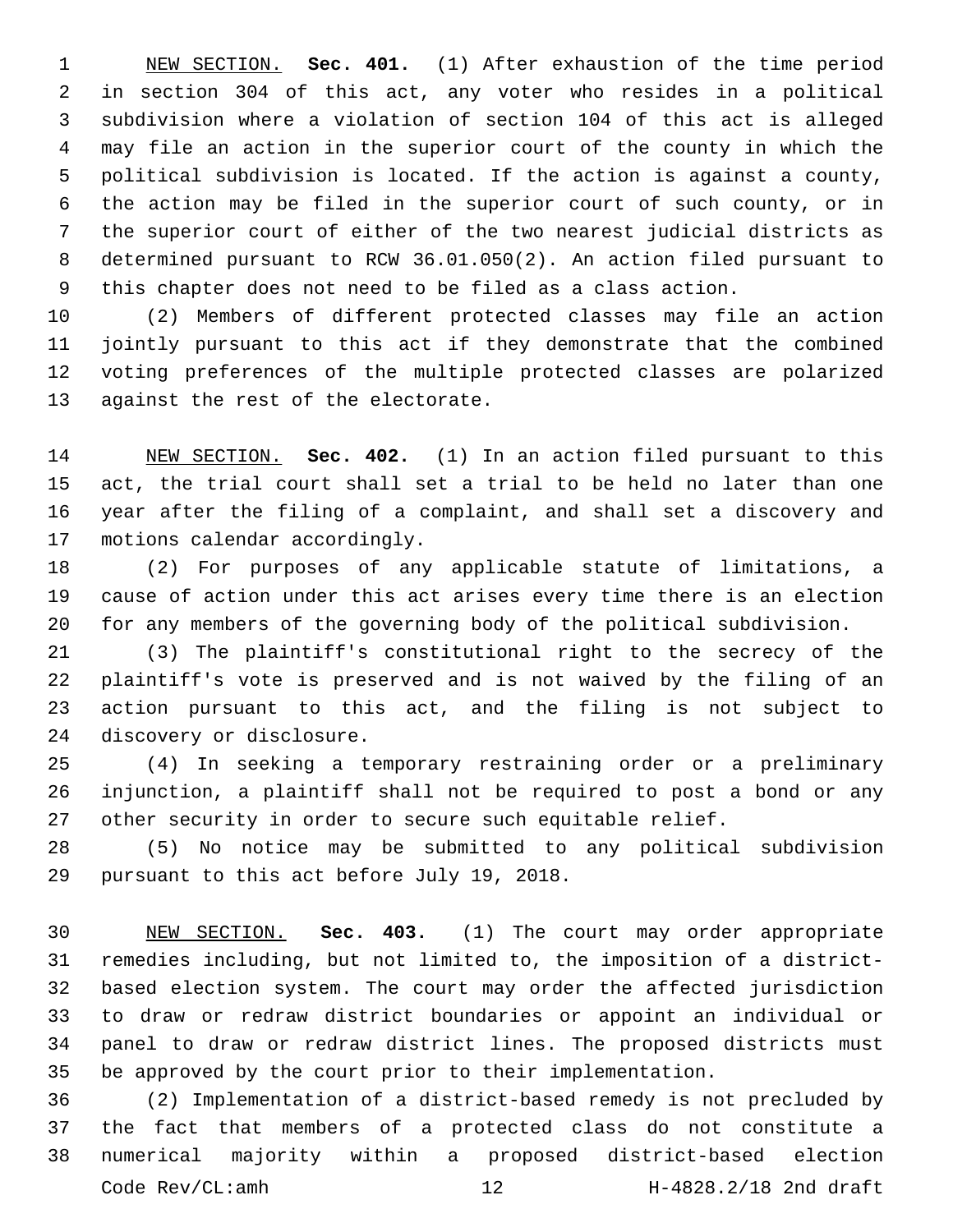NEW SECTION. **Sec. 401.** (1) After exhaustion of the time period in section 304 of this act, any voter who resides in a political subdivision where a violation of section 104 of this act is alleged may file an action in the superior court of the county in which the political subdivision is located. If the action is against a county, the action may be filed in the superior court of such county, or in the superior court of either of the two nearest judicial districts as determined pursuant to RCW 36.01.050(2). An action filed pursuant to this chapter does not need to be filed as a class action.

(2) Members of different protected classes may file an action jointly pursuant to this act if they demonstrate that the combined voting preferences of the multiple protected classes are polarized against the rest of the electorate.

NEW SECTION. **Sec. 402.** (1) In an action filed pursuant to this act, the trial court shall set a trial to be held no later than one year after the filing of a complaint, and shall set a discovery and motions calendar accordingly.

(2) For purposes of any applicable statute of limitations, a cause of action under this act arises every time there is an election for any members of the governing body of the political subdivision.

(3) The plaintiff's constitutional right to the secrecy of the plaintiff's vote is preserved and is not waived by the filing of an action pursuant to this act, and the filing is not subject to discovery or disclosure.

(4) In seeking a temporary restraining order or a preliminary injunction, a plaintiff shall not be required to post a bond or any other security in order to secure such equitable relief.

(5) No notice may be submitted to any political subdivision pursuant to this act before July 19, 2018.

NEW SECTION. **Sec. 403.** (1) The court may order appropriate remedies including, but not limited to, the imposition of a district-based election system. The court may order the affected jurisdiction to draw or redraw district boundaries or appoint an individual or panel to draw or redraw district lines. The proposed districts must be approved by the court prior to their implementation.

(2) Implementation of a district-based remedy is not precluded by the fact that members of a protected class do not constitute a numerical majority within a proposed district-based election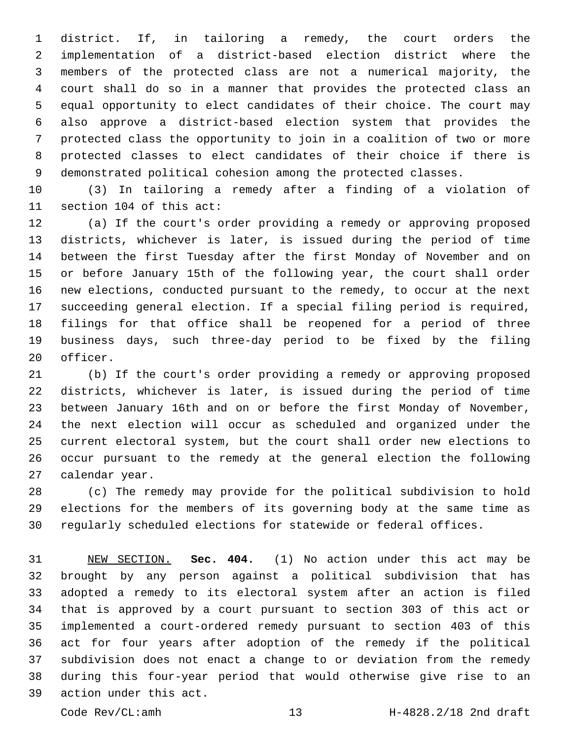district. If, in tailoring a remedy, the court orders the implementation of a district-based election district where the members of the protected class are not a numerical majority, the court shall do so in a manner that provides the protected class an equal opportunity to elect candidates of their choice. The court may also approve a district-based election system that provides the protected class the opportunity to join in a coalition of two or more protected classes to elect candidates of their choice if there is demonstrated political cohesion among the protected classes.

(3) In tailoring a remedy after a finding of a violation of section 104 of this act:

(a) If the court's order providing a remedy or approving proposed districts, whichever is later, is issued during the period of time between the first Tuesday after the first Monday of November and on or before January 15th of the following year, the court shall order new elections, conducted pursuant to the remedy, to occur at the next succeeding general election. If a special filing period is required, filings for that office shall be reopened for a period of three business days, such three-day period to be fixed by the filing officer.

(b) If the court's order providing a remedy or approving proposed districts, whichever is later, is issued during the period of time between January 16th and on or before the first Monday of November, the next election will occur as scheduled and organized under the current electoral system, but the court shall order new elections to occur pursuant to the remedy at the general election the following calendar year.

(c) The remedy may provide for the political subdivision to hold elections for the members of its governing body at the same time as regularly scheduled elections for statewide or federal offices.

NEW SECTION. **Sec. 404.** (1) No action under this act may be brought by any person against a political subdivision that has adopted a remedy to its electoral system after an action is filed that is approved by a court pursuant to section 303 of this act or implemented a court-ordered remedy pursuant to section 403 of this act for four years after adoption of the remedy if the political subdivision does not enact a change to or deviation from the remedy during this four-year period that would otherwise give rise to an action under this act.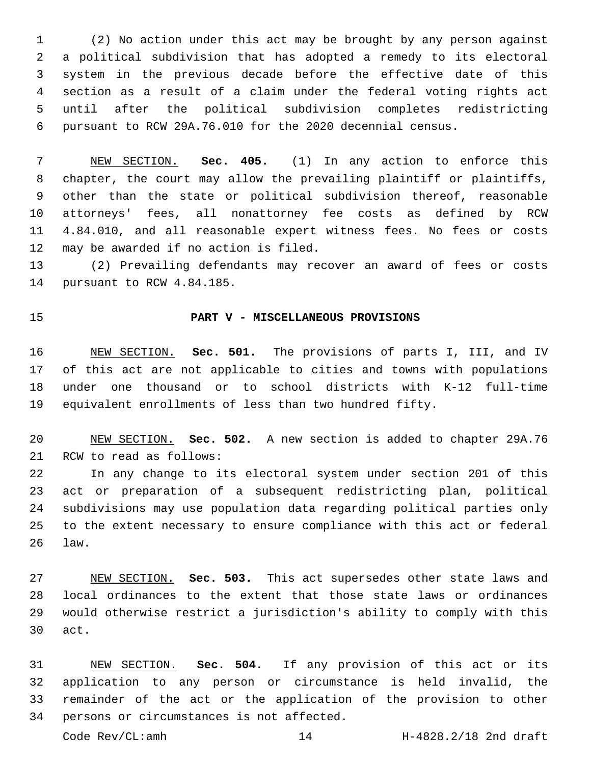(2) No action under this act may be brought by any person against a political subdivision that has adopted a remedy to its electoral system in the previous decade before the effective date of this section as a result of a claim under the federal voting rights act until after the political subdivision completes redistricting pursuant to RCW 29A.76.010 for the 2020 decennial census.

NEW SECTION. **Sec. 405.** (1) In any action to enforce this chapter, the court may allow the prevailing plaintiff or plaintiffs, other than the state or political subdivision thereof, reasonable attorneys' fees, all nonattorney fee costs as defined by RCW 4.84.010, and all reasonable expert witness fees. No fees or costs may be awarded if no action is filed.

(2) Prevailing defendants may recover an award of fees or costs pursuant to RCW 4.84.185.

## PART V - MISCELLANEOUS PROVISIONS

NEW SECTION. **Sec. 501.** The provisions of parts I, III, and IV of this act are not applicable to cities and towns with populations under one thousand or to school districts with K-12 full-time equivalent enrollments of less than two hundred fifty.

NEW SECTION. **Sec. 502.** A new section is added to chapter 29A.76 RCW to read as follows:

In any change to its electoral system under section 201 of this act or preparation of a subsequent redistricting plan, political subdivisions may use population data regarding political parties only to the extent necessary to ensure compliance with this act or federal law.

NEW SECTION. **Sec. 503.** This act supersedes other state laws and local ordinances to the extent that those state laws or ordinances would otherwise restrict a jurisdiction's ability to comply with this act.

NEW SECTION. **Sec. 504.** If any provision of this act or its application to any person or circumstance is held invalid, the remainder of the act or the application of the provision to other persons or circumstances is not affected.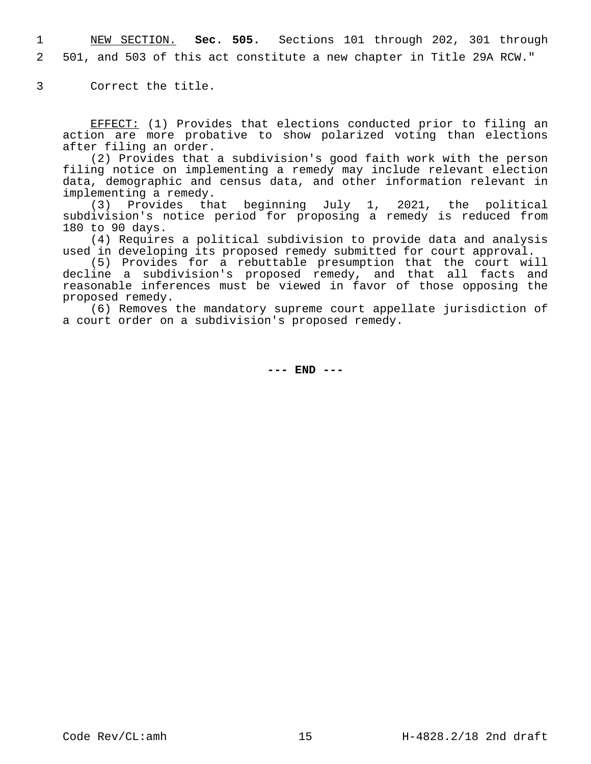NEW SECTION. **Sec. 505.** Sections 101 through 202, 301 through 501, and 503 of this act constitute a new chapter in Title 29A RCW."

Correct the title.

EFFECT: (1) Provides that elections conducted prior to filing an action are more probative to show polarized voting than elections after filing an order.

(2) Provides that a subdivision's good faith work with the person filing notice on implementing a remedy may include relevant election data, demographic and census data, and other information relevant in implementing a remedy.

(3) Provides that beginning July 1, 2021, the political subdivision's notice period for proposing a remedy is reduced from 180 to 90 days.

(4) Requires a political subdivision to provide data and analysis used in developing its proposed remedy submitted for court approval.

(5) Provides for a rebuttable presumption that the court will decline a subdivision's proposed remedy, and that all facts and reasonable inferences must be viewed in favor of those opposing the proposed remedy.

(6) Removes the mandatory supreme court appellate jurisdiction of a court order on a subdivision's proposed remedy.

**--- END ---**